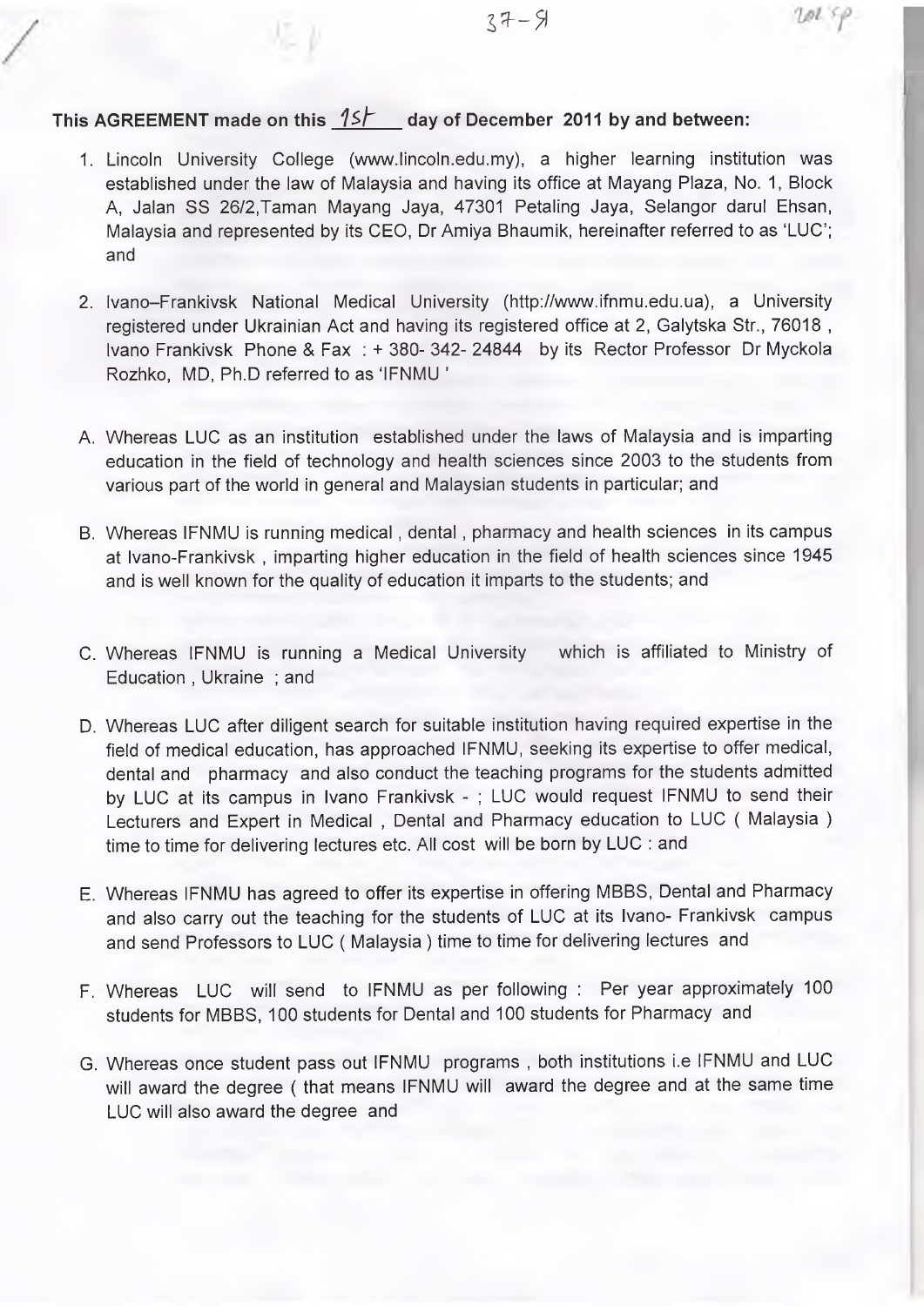**This AGREEMENT made on this 1st day of December 2011 by and between:**

1. Lincoln University College (www.lincoln.edu.my), a higher learning institution was established under the law of Malaysia and having its office at Mayang Plaza, No. 1, Block A, Jalan SS 26/2,Taman Mayang Jaya, 47301 Petaling Jaya, Selangor darul Ehsan, Malaysia and represented by its CEO, Dr Amiya Bhaumik, hereinafter referred to as 'LUC'; and

2. Ivano–Frankivsk National Medical University (http://www.ifnmu.edu.ua), a University registered under Ukrainian Act and having its registered office at 2, Galytska Str., 76018 , Ivano Frankivsk Phone & Fax : + 380- 342- 24844 by its Rector Professor Dr Myckola Rozhko, MD, Ph.D referred to as 'IFNMU '

A. Whereas LUC as an institution established under the laws of Malaysia and is imparting education in the field of technology and health sciences since 2003 to the students from various part of the world in general and Malaysian students in particular; and

B. Whereas IFNMU is running medical , dental , pharmacy and health sciences in its campus at Ivano-Frankivsk , imparting higher education in the field of health sciences since 1945 and is well known for the quality of education it imparts to the students; and

C. Whereas IFNMU is running a Medical University which is affiliated to Ministry of Education , Ukraine ; and

D. Whereas LUC after diligent search for suitable institution having required expertise in the field of medical education, has approached IFNMU, seeking its expertise to offer medical, dental and pharmacy and also conduct the teaching programs for the students admitted by LUC at its campus in Ivano Frankivsk - ; LUC would request IFNMU to send their Lecturers and Expert in Medical , Dental and Pharmacy education to LUC ( Malaysia ) time to time for delivering lectures etc. All cost will be born by LUC : and

E. Whereas IFNMU has agreed to offer its expertise in offering MBBS, Dental and Pharmacy and also carry out the teaching for the students of LUC at its Ivano- Frankivsk campus and send Professors to LUC ( Malaysia ) time to time for delivering lectures and

F. Whereas LUC will send to IFNMU as per following : Per year approximately 100 students for MBBS, 100 students for Dental and 100 students for Pharmacy and

G. Whereas once student pass out IFNMU programs , both institutions i.e IFNMU and LUC will award the degree ( that means IFNMU will award the degree and at the same time LUC will also award the degree and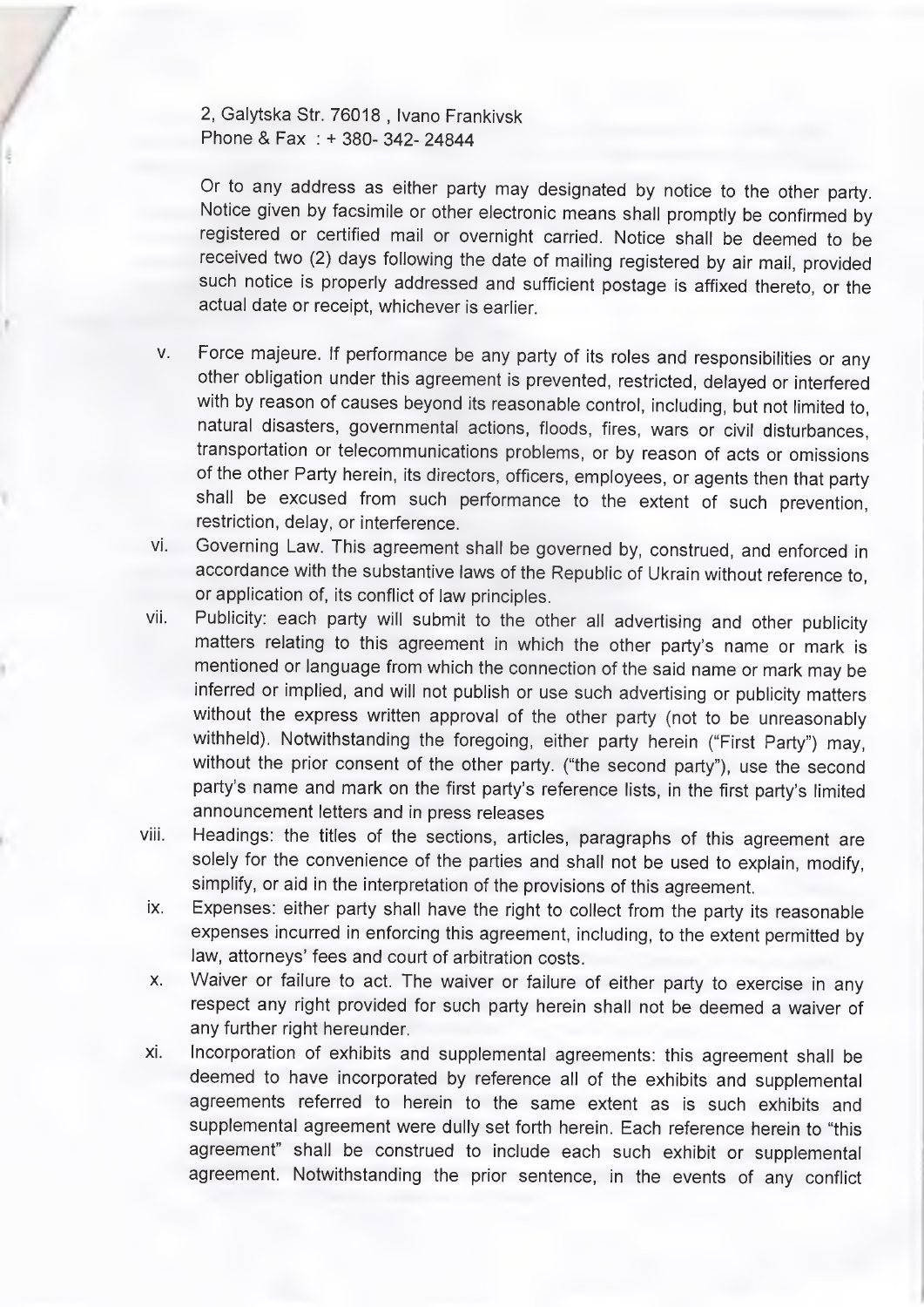2, Galytska Str. 76018 , Ivano Frankivsk
Phone & Fax : + 380- 342- 24844

Or to any address as either party may designated by notice to the other party. Notice given by facsimile or other electronic means shall promptly be confirmed by registered or certified mail or overnight carried. Notice shall be deemed to be received two (2) days following the date of mailing registered by air mail, provided such notice is properly addressed and sufficient postage is affixed thereto, or the actual date or receipt, whichever is earlier.

v. Force majeure. If performance be any party of its roles and responsibilities or any other obligation under this agreement is prevented, restricted, delayed or interfered with by reason of causes beyond its reasonable control, including, but not limited to, natural disasters, governmental actions, floods, fires, wars or civil disturbances, transportation or telecommunications problems, or by reason of acts or omissions of the other Party herein, its directors, officers, employees, or agents then that party shall be excused from such performance to the extent of such prevention, restriction, delay, or interference.

vi. Governing Law. This agreement shall be governed by, construed, and enforced in accordance with the substantive laws of the Republic of Ukrain without reference to, or application of, its conflict of law principles.

vii. Publicity: each party will submit to the other all advertising and other publicity matters relating to this agreement in which the other party's name or mark is mentioned or language from which the connection of the said name or mark may be inferred or implied, and will not publish or use such advertising or publicity matters without the express written approval of the other party (not to be unreasonably withheld). Notwithstanding the foregoing, either party herein ("First Party") may, without the prior consent of the other party. ("the second party"), use the second party's name and mark on the first party's reference lists, in the first party's limited announcement letters and in press releases

viii. Headings: the titles of the sections, articles, paragraphs of this agreement are solely for the convenience of the parties and shall not be used to explain, modify, simplify, or aid in the interpretation of the provisions of this agreement.

ix. Expenses: either party shall have the right to collect from the party its reasonable expenses incurred in enforcing this agreement, including, to the extent permitted by law, attorneys' fees and court of arbitration costs.

x. Waiver or failure to act. The waiver or failure of either party to exercise in any respect any right provided for such party herein shall not be deemed a waiver of any further right hereunder.

xi. Incorporation of exhibits and supplemental agreements: this agreement shall be deemed to have incorporated by reference all of the exhibits and supplemental agreements referred to herein to the same extent as is such exhibits and supplemental agreement were dully set forth herein. Each reference herein to "this agreement" shall be construed to include each such exhibit or supplemental agreement. Notwithstanding the prior sentence, in the events of any conflict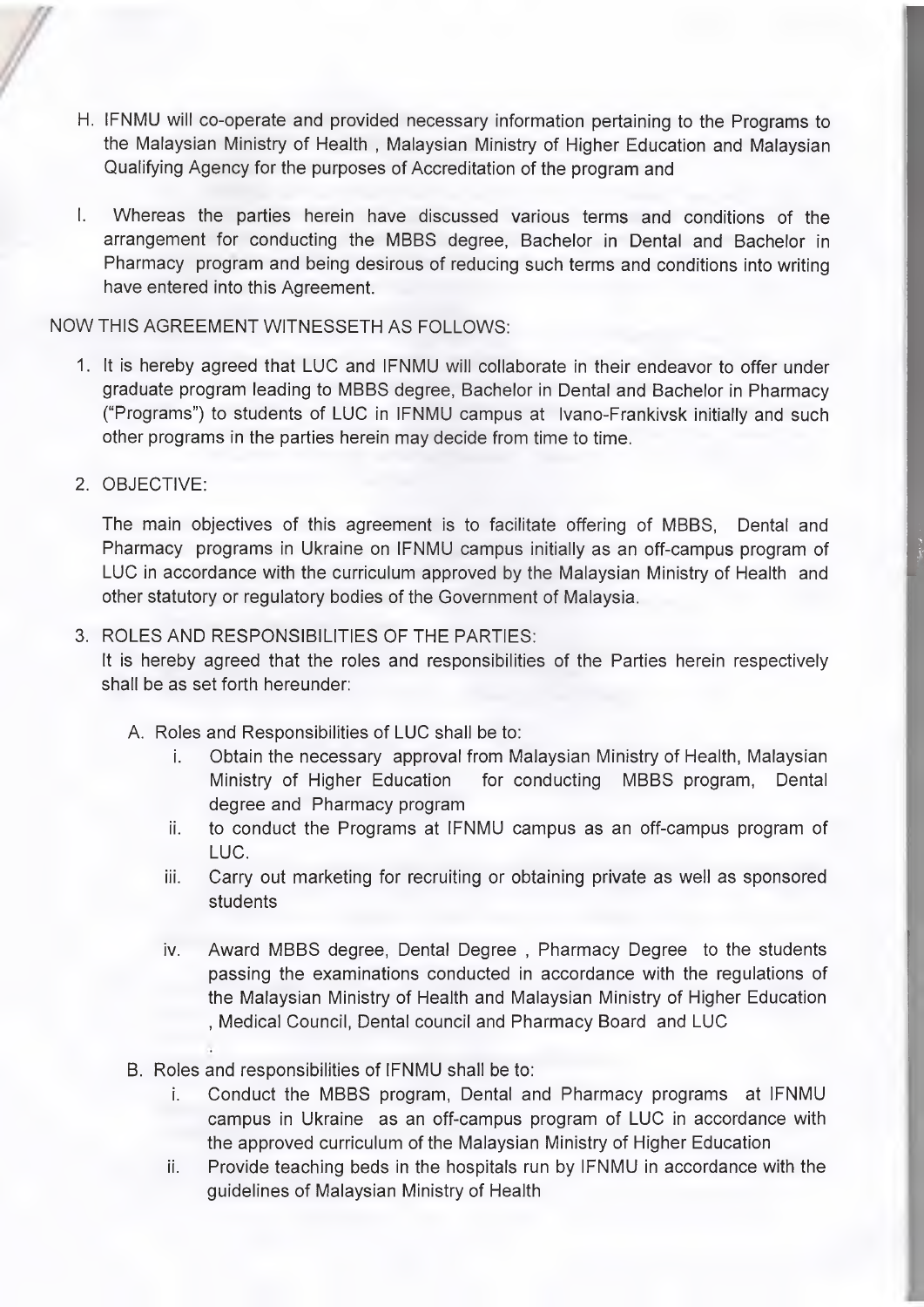H. IFNMU will co-operate and provided necessary information pertaining to the Programs to the Malaysian Ministry of Health , Malaysian Ministry of Higher Education and Malaysian Qualifying Agency for the purposes of Accreditation of the program and

I. Whereas the parties herein have discussed various terms and conditions of the arrangement for conducting the MBBS degree, Bachelor in Dental and Bachelor in Pharmacy program and being desirous of reducing such terms and conditions into writing have entered into this Agreement.

NOW THIS AGREEMENT WITNESSETH AS FOLLOWS:

1. It is hereby agreed that LUC and IFNMU will collaborate in their endeavor to offer under graduate program leading to MBBS degree, Bachelor in Dental and Bachelor in Pharmacy ("Programs") to students of LUC in IFNMU campus at Ivano-Frankivsk initially and such other programs in the parties herein may decide from time to time.

2. OBJECTIVE:

   The main objectives of this agreement is to facilitate offering of MBBS, Dental and Pharmacy programs in Ukraine on IFNMU campus initially as an off-campus program of LUC in accordance with the curriculum approved by the Malaysian Ministry of Health and other statutory or regulatory bodies of the Government of Malaysia.

3. ROLES AND RESPONSIBILITIES OF THE PARTIES:
   It is hereby agreed that the roles and responsibilities of the Parties herein respectively shall be as set forth hereunder:

   A. Roles and Responsibilities of LUC shall be to:
      i. Obtain the necessary approval from Malaysian Ministry of Health, Malaysian Ministry of Higher Education for conducting MBBS program, Dental degree and Pharmacy program
      ii. to conduct the Programs at IFNMU campus as an off-campus program of LUC.
      iii. Carry out marketing for recruiting or obtaining private as well as sponsored students
      iv. Award MBBS degree, Dental Degree , Pharmacy Degree to the students passing the examinations conducted in accordance with the regulations of the Malaysian Ministry of Health and Malaysian Ministry of Higher Education , Medical Council, Dental council and Pharmacy Board and LUC

   B. Roles and responsibilities of IFNMU shall be to:
      i. Conduct the MBBS program, Dental and Pharmacy programs at IFNMU campus in Ukraine as an off-campus program of LUC in accordance with the approved curriculum of the Malaysian Ministry of Higher Education
      ii. Provide teaching beds in the hospitals run by IFNMU in accordance with the guidelines of Malaysian Ministry of Health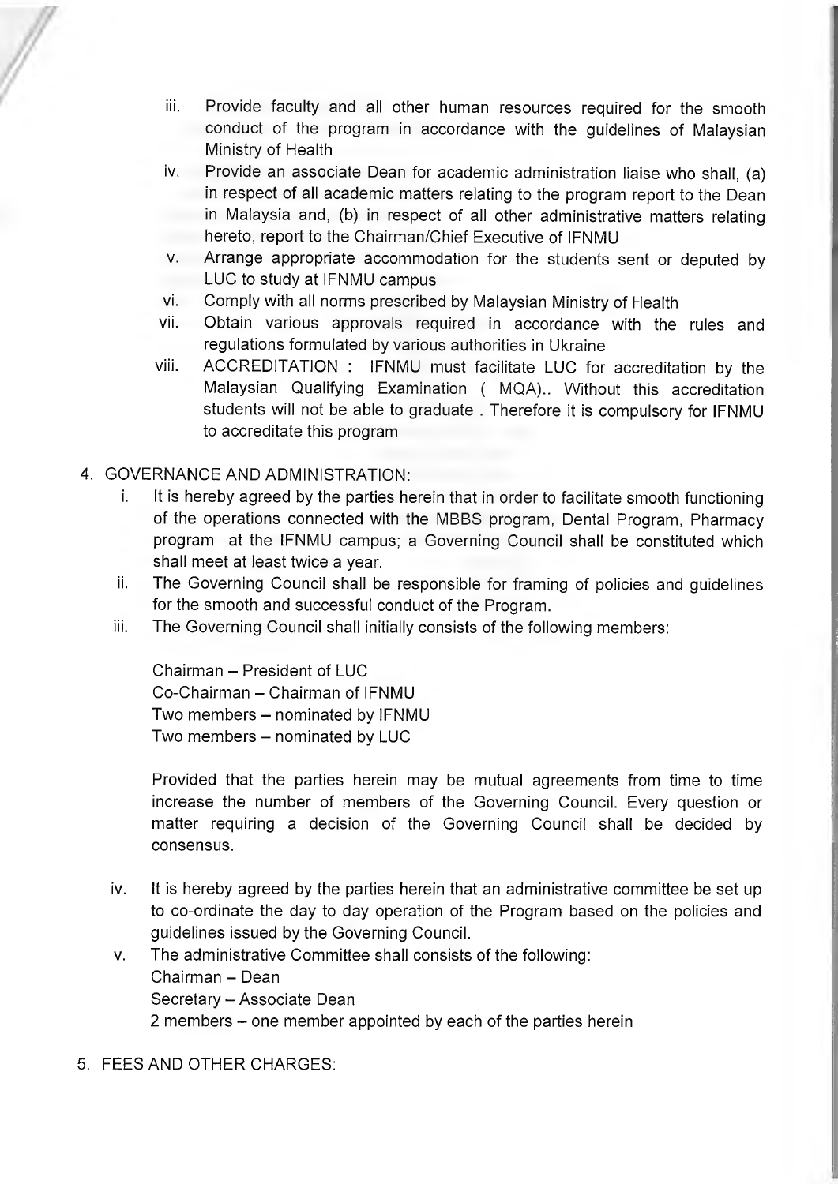iii. Provide faculty and all other human resources required for the smooth conduct of the program in accordance with the guidelines of Malaysian Ministry of Health
iv. Provide an associate Dean for academic administration liaise who shall, (a) in respect of all academic matters relating to the program report to the Dean in Malaysia and, (b) in respect of all other administrative matters relating hereto, report to the Chairman/Chief Executive of IFNMU
v. Arrange appropriate accommodation for the students sent or deputed by LUC to study at IFNMU campus
vi. Comply with all norms prescribed by Malaysian Ministry of Health
vii. Obtain various approvals required in accordance with the rules and regulations formulated by various authorities in Ukraine
viii. ACCREDITATION : IFNMU must facilitate LUC for accreditation by the Malaysian Qualifying Examination ( MQA).. Without this accreditation students will not be able to graduate . Therefore it is compulsory for IFNMU to accreditate this program

4. GOVERNANCE AND ADMINISTRATION:
   i. It is hereby agreed by the parties herein that in order to facilitate smooth functioning of the operations connected with the MBBS program, Dental Program, Pharmacy program at the IFNMU campus; a Governing Council shall be constituted which shall meet at least twice a year.
   ii. The Governing Council shall be responsible for framing of policies and guidelines for the smooth and successful conduct of the Program.
   iii. The Governing Council shall initially consists of the following members:

      Chairman – President of LUC
      Co-Chairman – Chairman of IFNMU
      Two members – nominated by IFNMU
      Two members – nominated by LUC

      Provided that the parties herein may be mutual agreements from time to time increase the number of members of the Governing Council. Every question or matter requiring a decision of the Governing Council shall be decided by consensus.

   iv. It is hereby agreed by the parties herein that an administrative committee be set up to co-ordinate the day to day operation of the Program based on the policies and guidelines issued by the Governing Council.
   v. The administrative Committee shall consists of the following:
      Chairman – Dean
      Secretary – Associate Dean
      2 members – one member appointed by each of the parties herein

5. FEES AND OTHER CHARGES: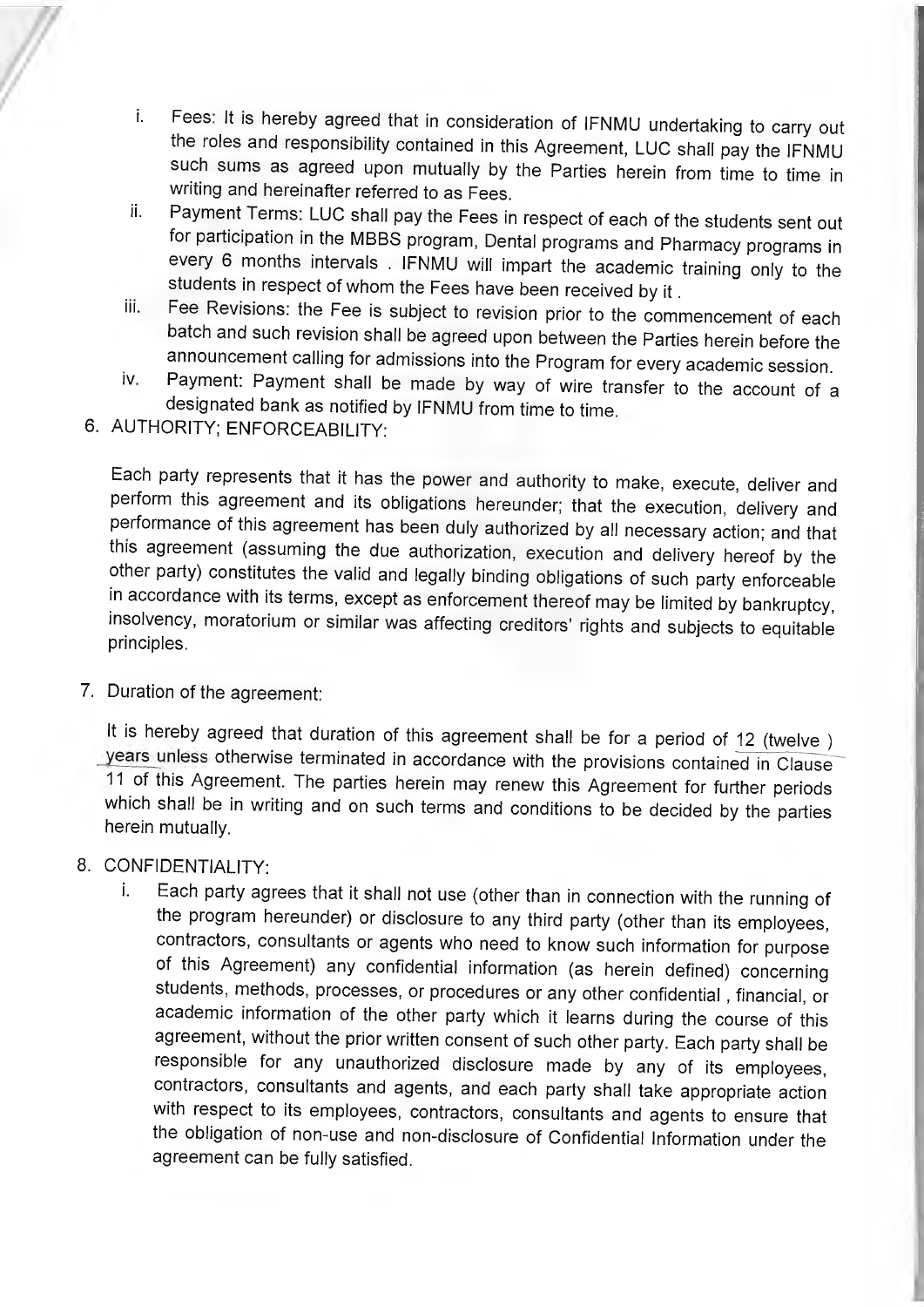i. Fees: It is hereby agreed that in consideration of IFNMU undertaking to carry out the roles and responsibility contained in this Agreement, LUC shall pay the IFNMU such sums as agreed upon mutually by the Parties herein from time to time in writing and hereinafter referred to as Fees.

ii. Payment Terms: LUC shall pay the Fees in respect of each of the students sent out for participation in the MBBS program, Dental programs and Pharmacy programs in every 6 months intervals . IFNMU will impart the academic training only to the students in respect of whom the Fees have been received by it .

iii. Fee Revisions: the Fee is subject to revision prior to the commencement of each batch and such revision shall be agreed upon between the Parties herein before the announcement calling for admissions into the Program for every academic session.

iv. Payment: Payment shall be made by way of wire transfer to the account of a designated bank as notified by IFNMU from time to time.

6. AUTHORITY; ENFORCEABILITY:

Each party represents that it has the power and authority to make, execute, deliver and perform this agreement and its obligations hereunder; that the execution, delivery and performance of this agreement has been duly authorized by all necessary action; and that this agreement (assuming the due authorization, execution and delivery hereof by the other party) constitutes the valid and legally binding obligations of such party enforceable in accordance with its terms, except as enforcement thereof may be limited by bankruptcy, insolvency, moratorium or similar was affecting creditors' rights and subjects to equitable principles.

7. Duration of the agreement:

It is hereby agreed that duration of this agreement shall be for a period of 12 (twelve ) years unless otherwise terminated in accordance with the provisions contained in Clause 11 of this Agreement. The parties herein may renew this Agreement for further periods which shall be in writing and on such terms and conditions to be decided by the parties herein mutually.

8. CONFIDENTIALITY:

i. Each party agrees that it shall not use (other than in connection with the running of the program hereunder) or disclosure to any third party (other than its employees, contractors, consultants or agents who need to know such information for purpose of this Agreement) any confidential information (as herein defined) concerning students, methods, processes, or procedures or any other confidential , financial, or academic information of the other party which it learns during the course of this agreement, without the prior written consent of such other party. Each party shall be responsible for any unauthorized disclosure made by any of its employees, contractors, consultants and agents, and each party shall take appropriate action with respect to its employees, contractors, consultants and agents to ensure that the obligation of non-use and non-disclosure of Confidential Information under the agreement can be fully satisfied.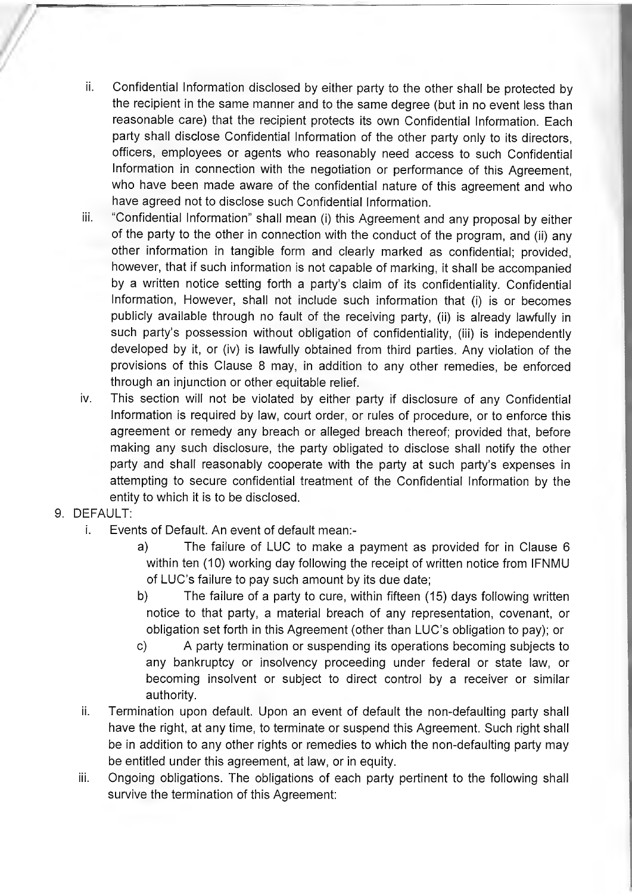ii. Confidential Information disclosed by either party to the other shall be protected by the recipient in the same manner and to the same degree (but in no event less than reasonable care) that the recipient protects its own Confidential Information. Each party shall disclose Confidential Information of the other party only to its directors, officers, employees or agents who reasonably need access to such Confidential Information in connection with the negotiation or performance of this Agreement, who have been made aware of the confidential nature of this agreement and who have agreed not to disclose such Confidential Information.

iii. "Confidential Information" shall mean (i) this Agreement and any proposal by either of the party to the other in connection with the conduct of the program, and (ii) any other information in tangible form and clearly marked as confidential; provided, however, that if such information is not capable of marking, it shall be accompanied by a written notice setting forth a party's claim of its confidentiality. Confidential Information, However, shall not include such information that (i) is or becomes publicly available through no fault of the receiving party, (ii) is already lawfully in such party's possession without obligation of confidentiality, (iii) is independently developed by it, or (iv) is lawfully obtained from third parties. Any violation of the provisions of this Clause 8 may, in addition to any other remedies, be enforced through an injunction or other equitable relief.

iv. This section will not be violated by either party if disclosure of any Confidential Information is required by law, court order, or rules of procedure, or to enforce this agreement or remedy any breach or alleged breach thereof; provided that, before making any such disclosure, the party obligated to disclose shall notify the other party and shall reasonably cooperate with the party at such party's expenses in attempting to secure confidential treatment of the Confidential Information by the entity to which it is to be disclosed.

9. DEFAULT:

i. Events of Default. An event of default mean:-

a) The failure of LUC to make a payment as provided for in Clause 6 within ten (10) working day following the receipt of written notice from IFNMU of LUC's failure to pay such amount by its due date;

b) The failure of a party to cure, within fifteen (15) days following written notice to that party, a material breach of any representation, covenant, or obligation set forth in this Agreement (other than LUC's obligation to pay); or

c) A party termination or suspending its operations becoming subjects to any bankruptcy or insolvency proceeding under federal or state law, or becoming insolvent or subject to direct control by a receiver or similar authority.

ii. Termination upon default. Upon an event of default the non-defaulting party shall have the right, at any time, to terminate or suspend this Agreement. Such right shall be in addition to any other rights or remedies to which the non-defaulting party may be entitled under this agreement, at law, or in equity.

iii. Ongoing obligations. The obligations of each party pertinent to the following shall survive the termination of this Agreement: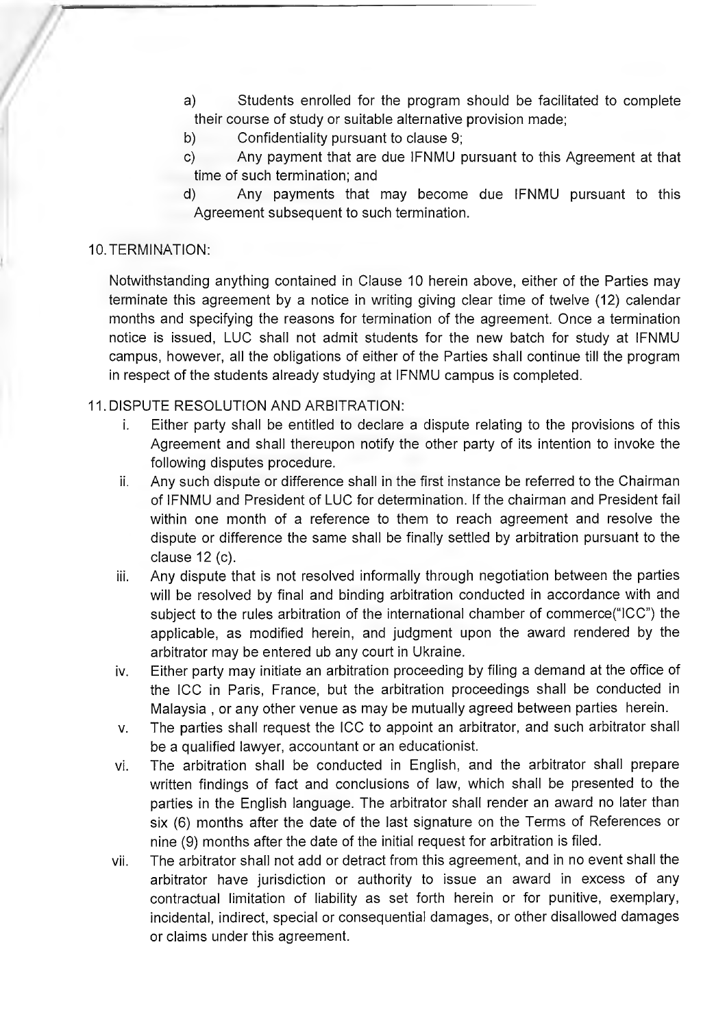a) Students enrolled for the program should be facilitated to complete their course of study or suitable alternative provision made;

b) Confidentiality pursuant to clause 9;

c) Any payment that are due IFNMU pursuant to this Agreement at that time of such termination; and

d) Any payments that may become due IFNMU pursuant to this Agreement subsequent to such termination.

10. TERMINATION:

Notwithstanding anything contained in Clause 10 herein above, either of the Parties may terminate this agreement by a notice in writing giving clear time of twelve (12) calendar months and specifying the reasons for termination of the agreement. Once a termination notice is issued, LUC shall not admit students for the new batch for study at IFNMU campus, however, all the obligations of either of the Parties shall continue till the program in respect of the students already studying at IFNMU campus is completed.

11. DISPUTE RESOLUTION AND ARBITRATION:

i. Either party shall be entitled to declare a dispute relating to the provisions of this Agreement and shall thereupon notify the other party of its intention to invoke the following disputes procedure.

ii. Any such dispute or difference shall in the first instance be referred to the Chairman of IFNMU and President of LUC for determination. If the chairman and President fail within one month of a reference to them to reach agreement and resolve the dispute or difference the same shall be finally settled by arbitration pursuant to the clause 12 (c).

iii. Any dispute that is not resolved informally through negotiation between the parties will be resolved by final and binding arbitration conducted in accordance with and subject to the rules arbitration of the international chamber of commerce("ICC") the applicable, as modified herein, and judgment upon the award rendered by the arbitrator may be entered ub any court in Ukraine.

iv. Either party may initiate an arbitration proceeding by filing a demand at the office of the ICC in Paris, France, but the arbitration proceedings shall be conducted in Malaysia , or any other venue as may be mutually agreed between parties herein.

v. The parties shall request the ICC to appoint an arbitrator, and such arbitrator shall be a qualified lawyer, accountant or an educationist.

vi. The arbitration shall be conducted in English, and the arbitrator shall prepare written findings of fact and conclusions of law, which shall be presented to the parties in the English language. The arbitrator shall render an award no later than six (6) months after the date of the last signature on the Terms of References or nine (9) months after the date of the initial request for arbitration is filed.

vii. The arbitrator shall not add or detract from this agreement, and in no event shall the arbitrator have jurisdiction or authority to issue an award in excess of any contractual limitation of liability as set forth herein or for punitive, exemplary, incidental, indirect, special or consequential damages, or other disallowed damages or claims under this agreement.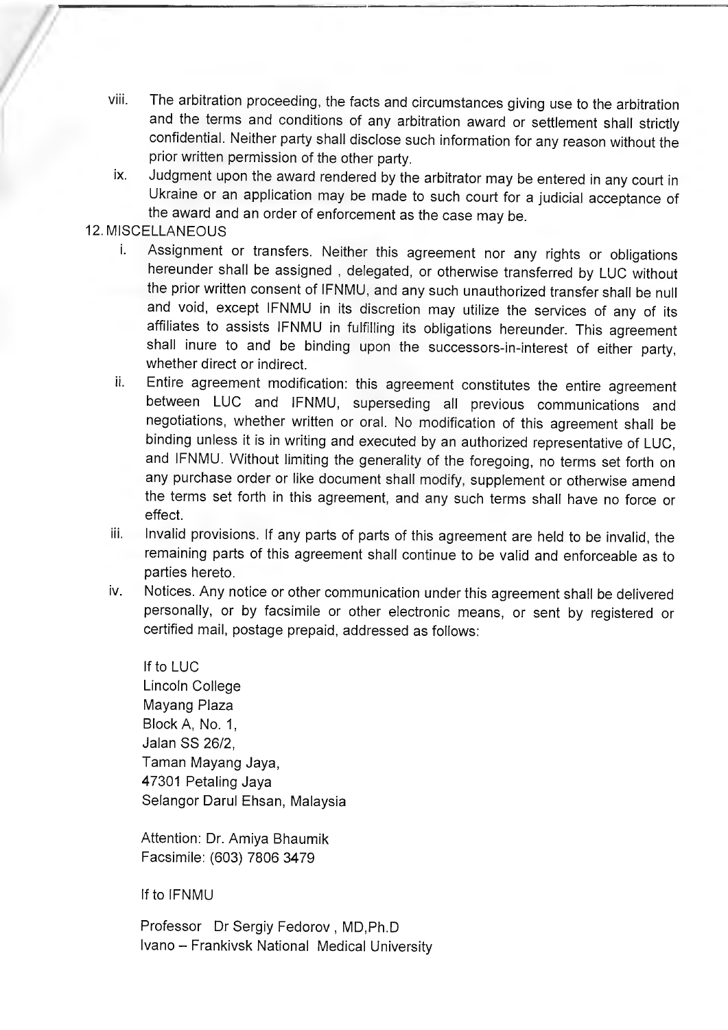viii. The arbitration proceeding, the facts and circumstances giving use to the arbitration and the terms and conditions of any arbitration award or settlement shall strictly confidential. Neither party shall disclose such information for any reason without the prior written permission of the other party.

ix. Judgment upon the award rendered by the arbitrator may be entered in any court in Ukraine or an application may be made to such court for a judicial acceptance of the award and an order of enforcement as the case may be.

12. MISCELLANEOUS

i. Assignment or transfers. Neither this agreement nor any rights or obligations hereunder shall be assigned , delegated, or otherwise transferred by LUC without the prior written consent of IFNMU, and any such unauthorized transfer shall be null and void, except IFNMU in its discretion may utilize the services of any of its affiliates to assists IFNMU in fulfilling its obligations hereunder. This agreement shall inure to and be binding upon the successors-in-interest of either party, whether direct or indirect.

ii. Entire agreement modification: this agreement constitutes the entire agreement between LUC and IFNMU, superseding all previous communications and negotiations, whether written or oral. No modification of this agreement shall be binding unless it is in writing and executed by an authorized representative of LUC, and IFNMU. Without limiting the generality of the foregoing, no terms set forth on any purchase order or like document shall modify, supplement or otherwise amend the terms set forth in this agreement, and any such terms shall have no force or effect.

iii. Invalid provisions. If any parts of parts of this agreement are held to be invalid, the remaining parts of this agreement shall continue to be valid and enforceable as to parties hereto.

iv. Notices. Any notice or other communication under this agreement shall be delivered personally, or by facsimile or other electronic means, or sent by registered or certified mail, postage prepaid, addressed as follows:

If to LUC
Lincoln College
Mayang Plaza
Block A, No. 1,
Jalan SS 26/2,
Taman Mayang Jaya,
47301 Petaling Jaya
Selangor Darul Ehsan, Malaysia

Attention: Dr. Amiya Bhaumik
Facsimile: (603) 7806 3479

If to IFNMU

Professor Dr Sergiy Fedorov , MD,Ph.D
Ivano – Frankivsk National Medical University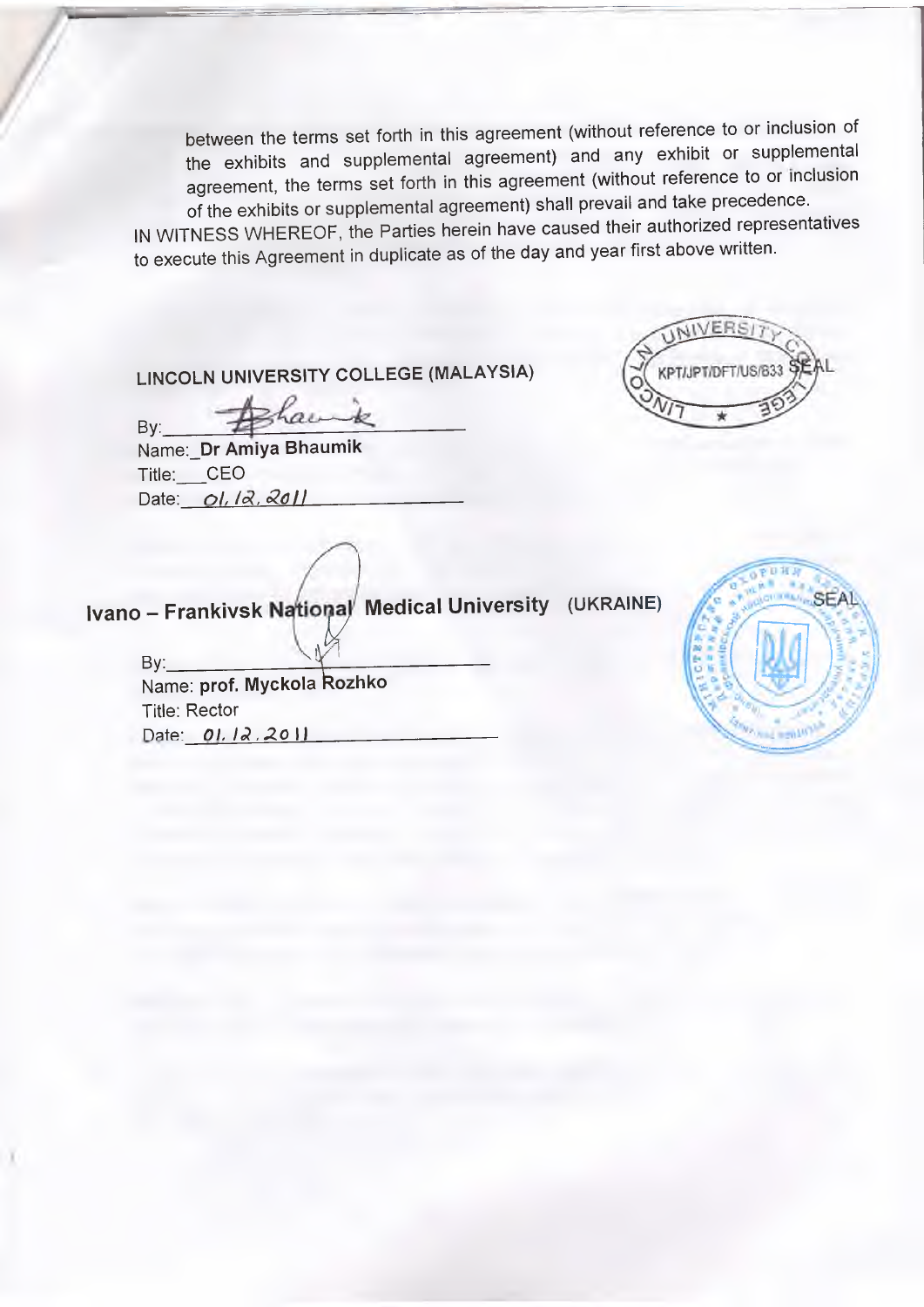between the terms set forth in this agreement (without reference to or inclusion of the exhibits and supplemental agreement) and any exhibit or supplemental agreement, the terms set forth in this agreement (without reference to or inclusion of the exhibits or supplemental agreement) shall prevail and take precedence.

IN WITNESS WHEREOF, the Parties herein have caused their authorized representatives to execute this Agreement in duplicate as of the day and year first above written.

**LINCOLN UNIVERSITY COLLEGE (MALAYSIA)**

UNIVERSITY COLLEGE LINCOLN KPT/JPT/DFT/US/B33 SEAL

By: ______________________

Name: **Dr Amiya Bhaumik**

Title: CEO

Date: 01.12.2011

**Ivano – Frankivsk National Medical University (UKRAINE)**

SEAL

By: ______________________

Name: **prof. Myckola Rozhko**

Title: Rector

Date: 01.12.2011